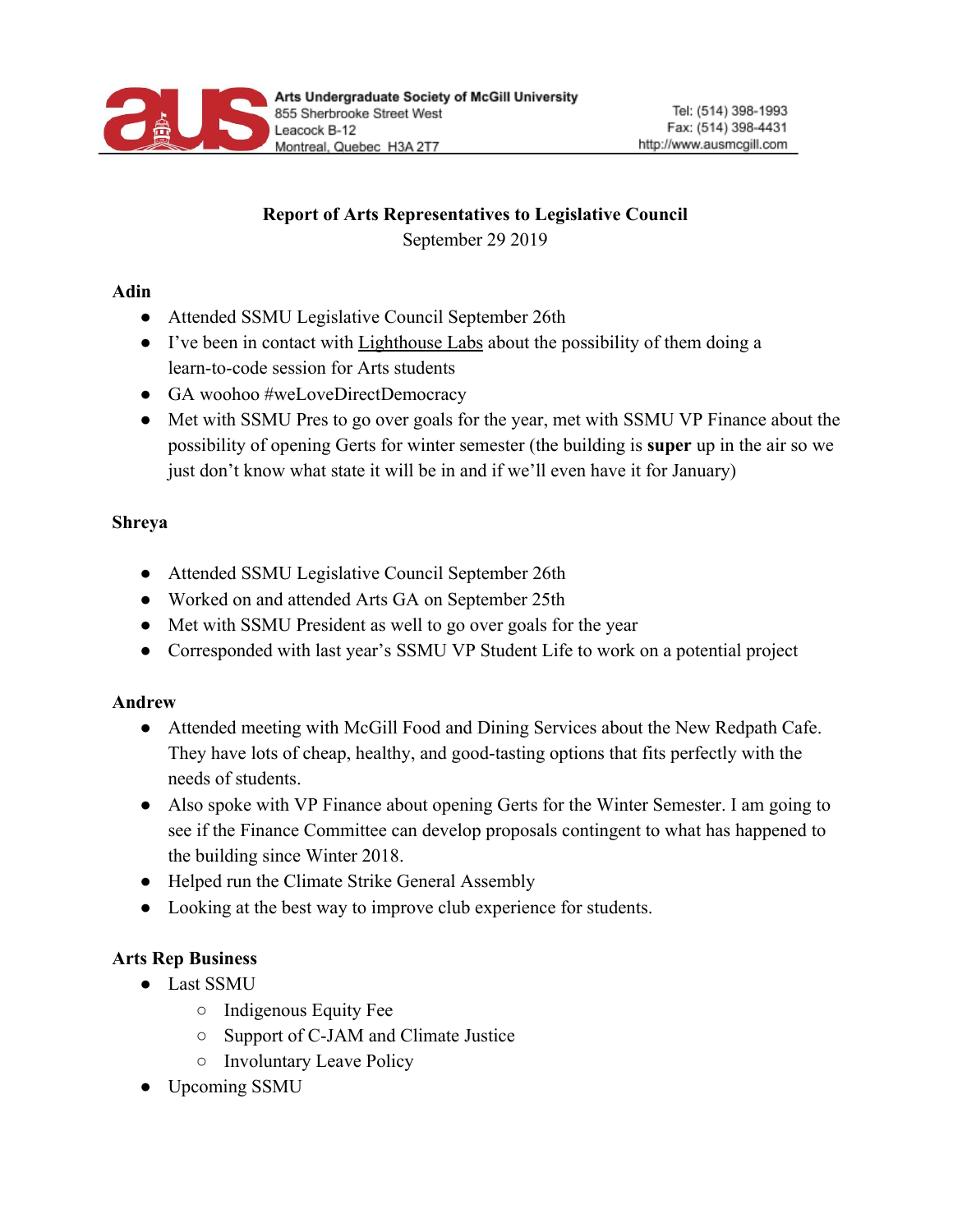Arts Undergraduate Society of McGill University
855 Sherbrooke Street West
Leacock B-12
Montreal, Quebec H3A 2T7

Tel: (514) 398-1993
Fax: (514) 398-4431
http://www.ausmcgill.com

**Report of Arts Representatives to Legislative Council**

September 29 2019

**Adin**

- Attended SSMU Legislative Council September 26th
- I've been in contact with Lighthouse Labs about the possibility of them doing a learn-to-code session for Arts students
- GA woohoo #weLoveDirectDemocracy
- Met with SSMU Pres to go over goals for the year, met with SSMU VP Finance about the possibility of opening Gerts for winter semester (the building is **super** up in the air so we just don't know what state it will be in and if we'll even have it for January)

**Shreya**

- Attended SSMU Legislative Council September 26th
- Worked on and attended Arts GA on September 25th
- Met with SSMU President as well to go over goals for the year
- Corresponded with last year's SSMU VP Student Life to work on a potential project

**Andrew**

- Attended meeting with McGill Food and Dining Services about the New Redpath Cafe. They have lots of cheap, healthy, and good-tasting options that fits perfectly with the needs of students.
- Also spoke with VP Finance about opening Gerts for the Winter Semester. I am going to see if the Finance Committee can develop proposals contingent to what has happened to the building since Winter 2018.
- Helped run the Climate Strike General Assembly
- Looking at the best way to improve club experience for students.

**Arts Rep Business**

- Last SSMU
  - Indigenous Equity Fee
  - Support of C-JAM and Climate Justice
  - Involuntary Leave Policy
- Upcoming SSMU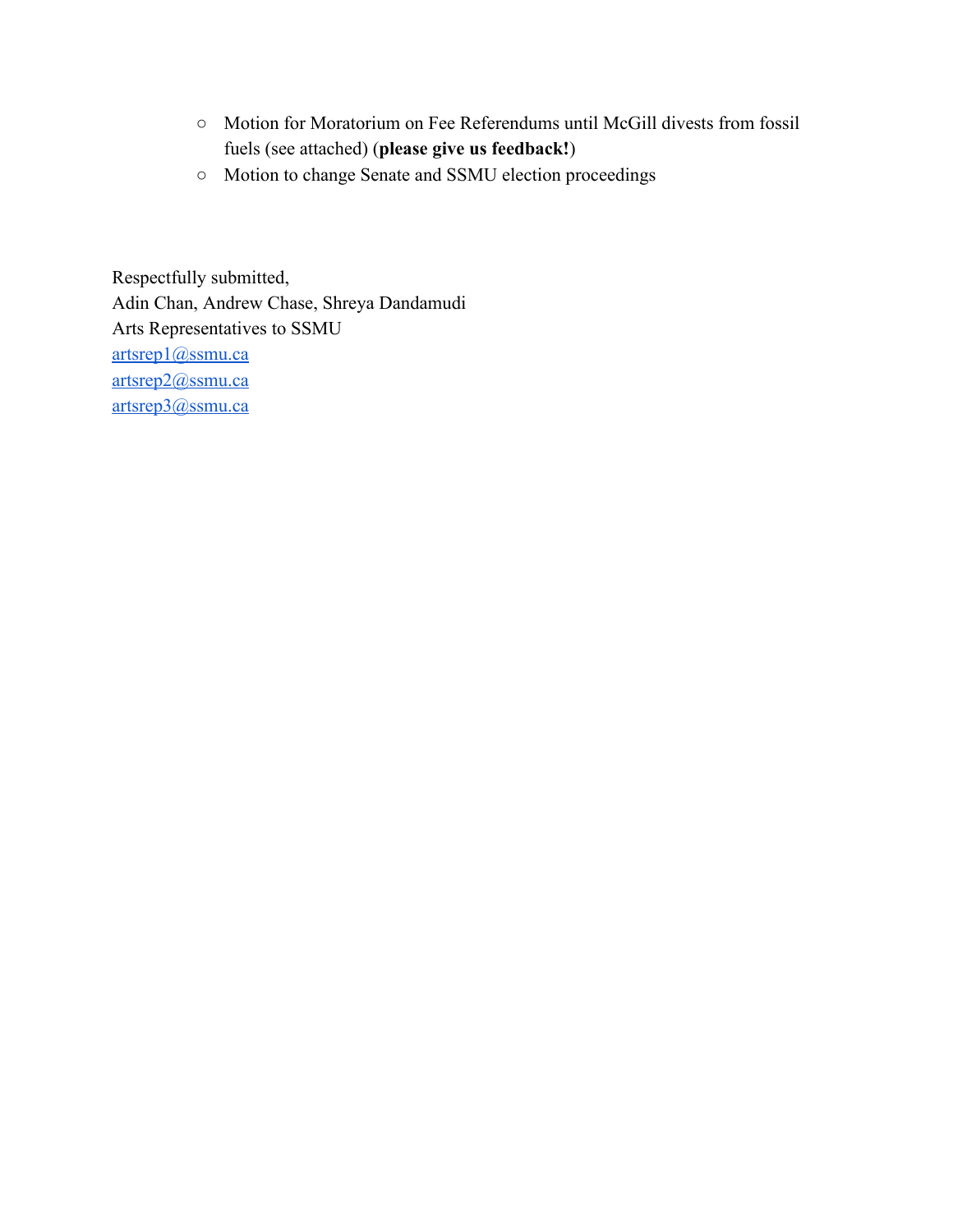- Motion for Moratorium on Fee Referendums until McGill divests from fossil fuels (see attached) (**please give us feedback!**)
- Motion to change Senate and SSMU election proceedings

Respectfully submitted,
Adin Chan, Andrew Chase, Shreya Dandamudi
Arts Representatives to SSMU
artsrep1@ssmu.ca
artsrep2@ssmu.ca
artsrep3@ssmu.ca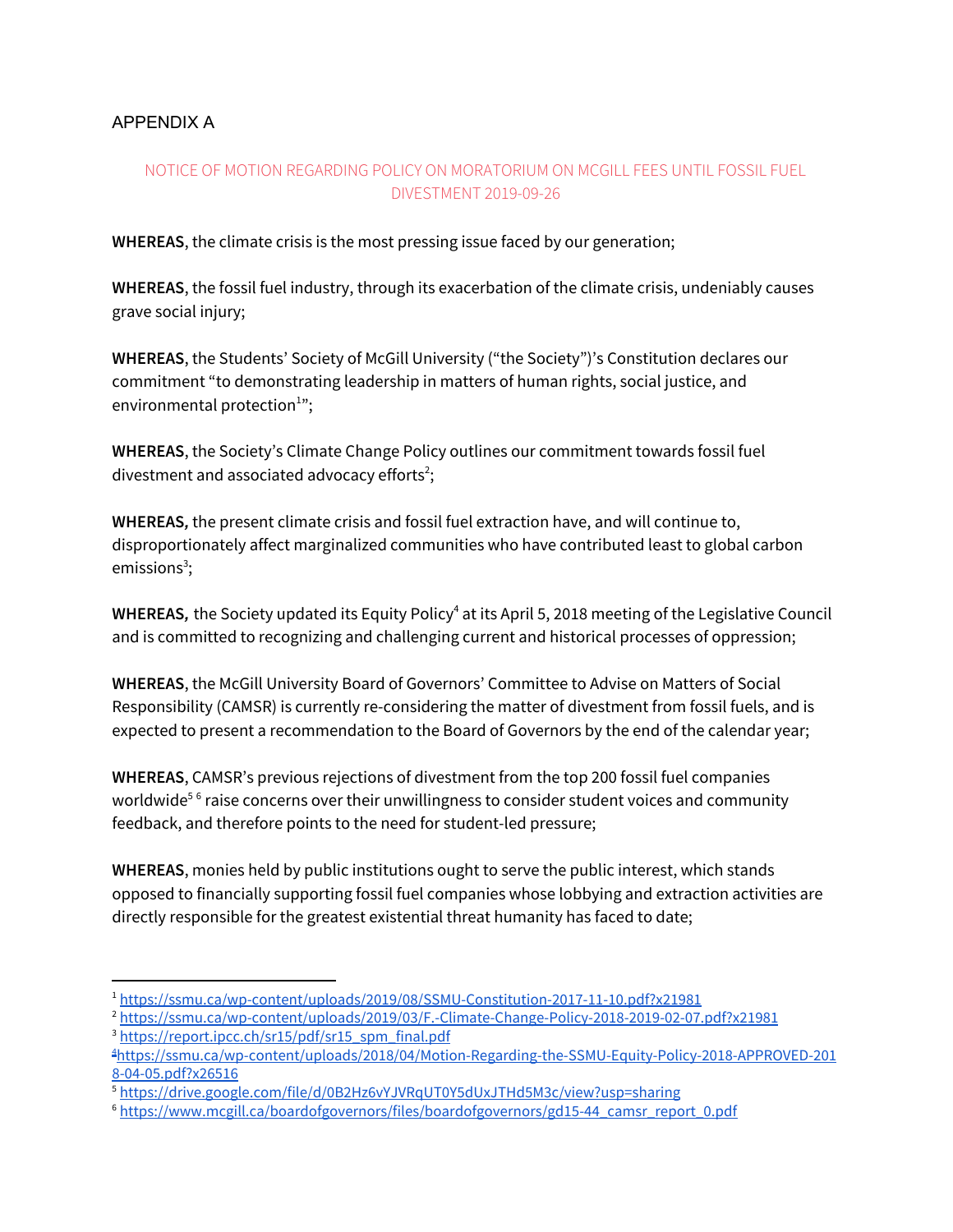APPENDIX A

## NOTICE OF MOTION REGARDING POLICY ON MORATORIUM ON MCGILL FEES UNTIL FOSSIL FUEL DIVESTMENT 2019-09-26

**WHEREAS**, the climate crisis is the most pressing issue faced by our generation;

**WHEREAS**, the fossil fuel industry, through its exacerbation of the climate crisis, undeniably causes grave social injury;

**WHEREAS**, the Students' Society of McGill University ("the Society")'s Constitution declares our commitment "to demonstrating leadership in matters of human rights, social justice, and environmental protection[1]";

**WHEREAS**, the Society's Climate Change Policy outlines our commitment towards fossil fuel divestment and associated advocacy efforts[2];

**WHEREAS,** the present climate crisis and fossil fuel extraction have, and will continue to, disproportionately affect marginalized communities who have contributed least to global carbon emissions[3];

**WHEREAS,** the Society updated its Equity Policy[4] at its April 5, 2018 meeting of the Legislative Council and is committed to recognizing and challenging current and historical processes of oppression;

**WHEREAS**, the McGill University Board of Governors' Committee to Advise on Matters of Social Responsibility (CAMSR) is currently re-considering the matter of divestment from fossil fuels, and is expected to present a recommendation to the Board of Governors by the end of the calendar year;

**WHEREAS**, CAMSR's previous rejections of divestment from the top 200 fossil fuel companies worldwide[5] [6] raise concerns over their unwillingness to consider student voices and community feedback, and therefore points to the need for student-led pressure;

**WHEREAS**, monies held by public institutions ought to serve the public interest, which stands opposed to financially supporting fossil fuel companies whose lobbying and extraction activities are directly responsible for the greatest existential threat humanity has faced to date;

---

[1] https://ssmu.ca/wp-content/uploads/2019/08/SSMU-Constitution-2017-11-10.pdf?x21981
[2] https://ssmu.ca/wp-content/uploads/2019/03/F.-Climate-Change-Policy-2018-2019-02-07.pdf?x21981
[3] https://report.ipcc.ch/sr15/pdf/sr15_spm_final.pdf
[4] https://ssmu.ca/wp-content/uploads/2018/04/Motion-Regarding-the-SSMU-Equity-Policy-2018-APPROVED-2018-04-05.pdf?x26516
[5] https://drive.google.com/file/d/0B2Hz6vYJVRqUT0Y5dUxJTHd5M3c/view?usp=sharing
[6] https://www.mcgill.ca/boardofgovernors/files/boardofgovernors/gd15-44_camsr_report_0.pdf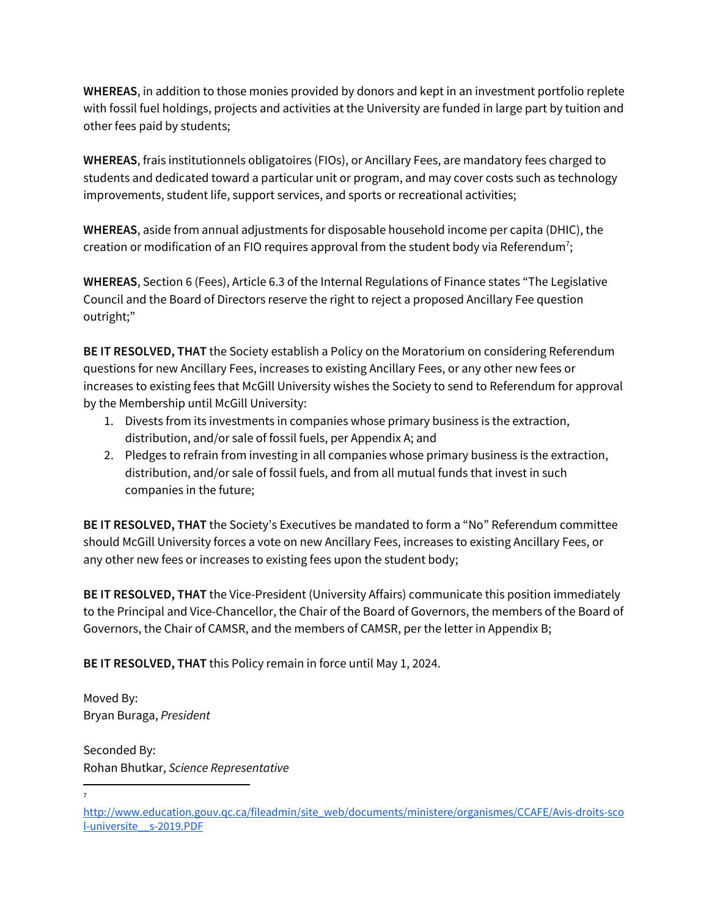**WHEREAS**, in addition to those monies provided by donors and kept in an investment portfolio replete with fossil fuel holdings, projects and activities at the University are funded in large part by tuition and other fees paid by students;

**WHEREAS**, frais institutionnels obligatoires (FIOs), or Ancillary Fees, are mandatory fees charged to students and dedicated toward a particular unit or program, and may cover costs such as technology improvements, student life, support services, and sports or recreational activities;

**WHEREAS**, aside from annual adjustments for disposable household income per capita (DHIC), the creation or modification of an FIO requires approval from the student body via Referendum[7];

**WHEREAS**, Section 6 (Fees), Article 6.3 of the Internal Regulations of Finance states “The Legislative Council and the Board of Directors reserve the right to reject a proposed Ancillary Fee question outright;”

**BE IT RESOLVED, THAT** the Society establish a Policy on the Moratorium on considering Referendum questions for new Ancillary Fees, increases to existing Ancillary Fees, or any other new fees or increases to existing fees that McGill University wishes the Society to send to Referendum for approval by the Membership until McGill University:

1. Divests from its investments in companies whose primary business is the extraction, distribution, and/or sale of fossil fuels, per Appendix A; and
2. Pledges to refrain from investing in all companies whose primary business is the extraction, distribution, and/or sale of fossil fuels, and from all mutual funds that invest in such companies in the future;

**BE IT RESOLVED, THAT** the Society’s Executives be mandated to form a “No” Referendum committee should McGill University forces a vote on new Ancillary Fees, increases to existing Ancillary Fees, or any other new fees or increases to existing fees upon the student body;

**BE IT RESOLVED, THAT** the Vice-President (University Affairs) communicate this position immediately to the Principal and Vice-Chancellor, the Chair of the Board of Governors, the members of the Board of Governors, the Chair of CAMSR, and the members of CAMSR, per the letter in Appendix B;

**BE IT RESOLVED, THAT** this Policy remain in force until May 1, 2024.

Moved By:
Bryan Buraga, *President*

Seconded By:
Rohan Bhutkar, *Science Representative*

---

[7] http://www.education.gouv.qc.ca/fileadmin/site_web/documents/ministere/organismes/CCAFE/Avis-droits-scol-universite__s-2019.PDF